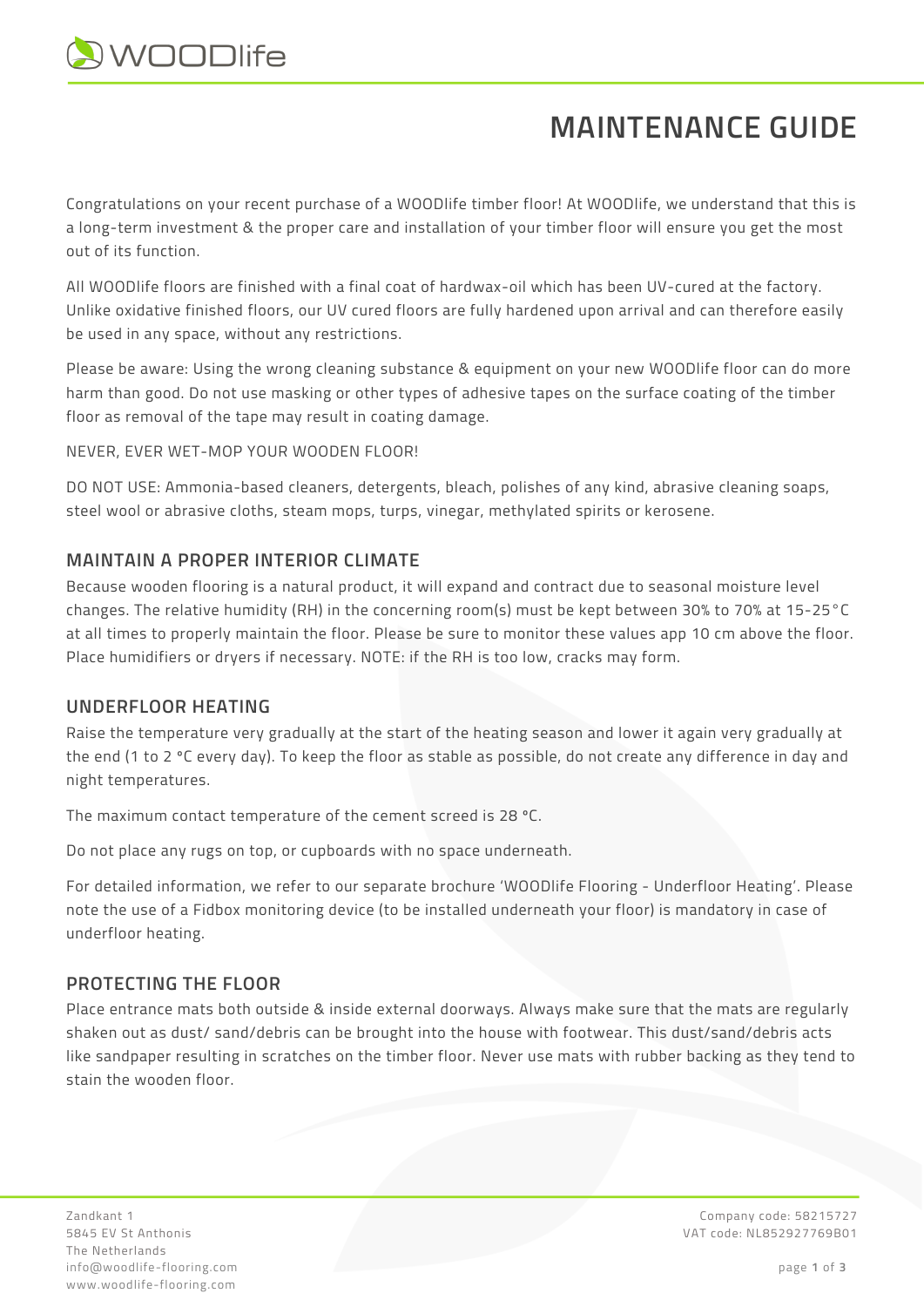# MAINTENANCE GUIDE

Congratulations on your recent purchase of a WOODlife timber floor! At WOODlife, we understand that this is a long-term investment & the proper care and installation of your timber floor will ensure you get the most out of its function.

All WOODlife floors are finished with a final coat of hardwax-oil which has been UV-cured at the factory. Unlike oxidative finished floors, our UV cured floors are fully hardened upon arrival and can therefore easily be used in any space, without any restrictions.

Please be aware: Using the wrong cleaning substance & equipment on your new WOODlife floor can do more harm than good. Do not use masking or other types of adhesive tapes on the surface coating of the timber floor as removal of the tape may result in coating damage.

NEVER, EVER WET-MOP YOUR WOODEN FLOOR!

DO NOT USE: Ammonia-based cleaners, detergents, bleach, polishes of any kind, abrasive cleaning soaps, steel wool or abrasive cloths, steam mops, turps, vinegar, methylated spirits or kerosene.

## MAINTAIN A PROPER INTERIOR CLIMATE

Because wooden flooring is a natural product, it will expand and contract due to seasonal moisture level changes. The relative humidity (RH) in the concerning room(s) must be kept between 30% to 70% at 15-25°C at all times to properly maintain the floor. Please be sure to monitor these values app 10 cm above the floor. Place humidifiers or dryers if necessary. NOTE: if the RH is too low, cracks may form.

## UNDERFLOOR HEATING

Raise the temperature very gradually at the start of the heating season and lower it again very gradually at the end (1 to 2 °C every day). To keep the floor as stable as possible, do not create any difference in day and night temperatures.

The maximum contact temperature of the cement screed is 28 °C.

Do not place any rugs on top, or cupboards with no space underneath.

For detailed information, we refer to our separate brochure 'WOODlife Flooring - Underfloor Heating'. Please note the use of a Fidbox monitoring device (to be installed underneath your floor) is mandatory in case of underfloor heating.

## PROTECTING THE FLOOR

Place entrance mats both outside & inside external doorways. Always make sure that the mats are regularly shaken out as dust/ sand/debris can be brought into the house with footwear. This dust/sand/debris acts like sandpaper resulting in scratches on the timber floor. Never use mats with rubber backing as they tend to stain the wooden floor.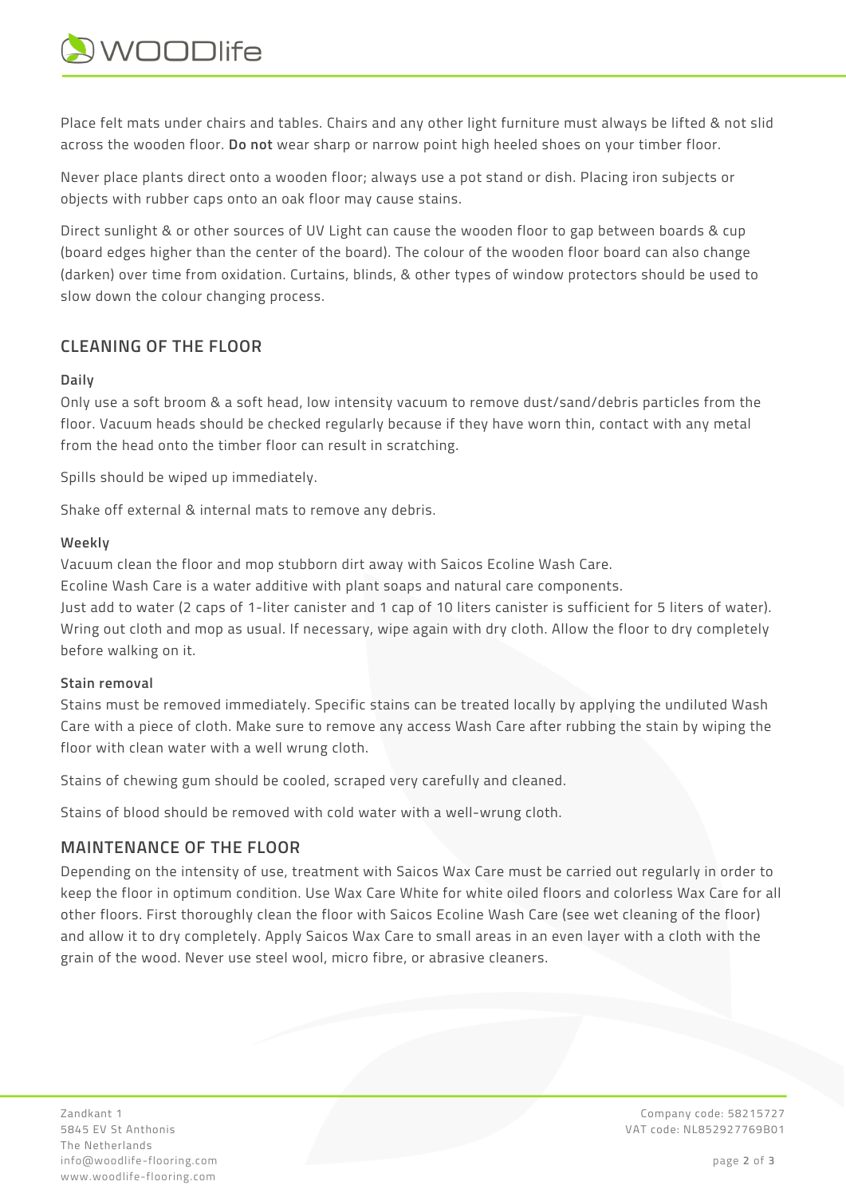Place felt mats under chairs and tables. Chairs and any other light furniture must always be lifted & not slid across the wooden floor. **Do not** wear sharp or narrow point high heeled shoes on your timber floor.

Never place plants direct onto a wooden floor; always use a pot stand or dish. Placing iron subjects or objects with rubber caps onto an oak floor may cause stains.

Direct sunlight & or other sources of UV Light can cause the wooden floor to gap between boards & cup (board edges higher than the center of the board). The colour of the wooden floor board can also change (darken) over time from oxidation. Curtains, blinds, & other types of window protectors should be used to slow down the colour changing process.

## CLEANING OF THE FLOOR

### Daily

Only use a soft broom & a soft head, low intensity vacuum to remove dust/sand/debris particles from the floor. Vacuum heads should be checked regularly because if they have worn thin, contact with any metal from the head onto the timber floor can result in scratching.

Spills should be wiped up immediately.

Shake off external & internal mats to remove any debris.

### Weekly

Vacuum clean the floor and mop stubborn dirt away with Saicos Ecoline Wash Care.
Ecoline Wash Care is a water additive with plant soaps and natural care components.
Just add to water (2 caps of 1-liter canister and 1 cap of 10 liters canister is sufficient for 5 liters of water). Wring out cloth and mop as usual. If necessary, wipe again with dry cloth. Allow the floor to dry completely before walking on it.

### Stain removal

Stains must be removed immediately. Specific stains can be treated locally by applying the undiluted Wash Care with a piece of cloth. Make sure to remove any access Wash Care after rubbing the stain by wiping the floor with clean water with a well wrung cloth.

Stains of chewing gum should be cooled, scraped very carefully and cleaned.

Stains of blood should be removed with cold water with a well-wrung cloth.

## MAINTENANCE OF THE FLOOR

Depending on the intensity of use, treatment with Saicos Wax Care must be carried out regularly in order to keep the floor in optimum condition. Use Wax Care White for white oiled floors and colorless Wax Care for all other floors. First thoroughly clean the floor with Saicos Ecoline Wash Care (see wet cleaning of the floor) and allow it to dry completely. Apply Saicos Wax Care to small areas in an even layer with a cloth with the grain of the wood. Never use steel wool, micro fibre, or abrasive cleaners.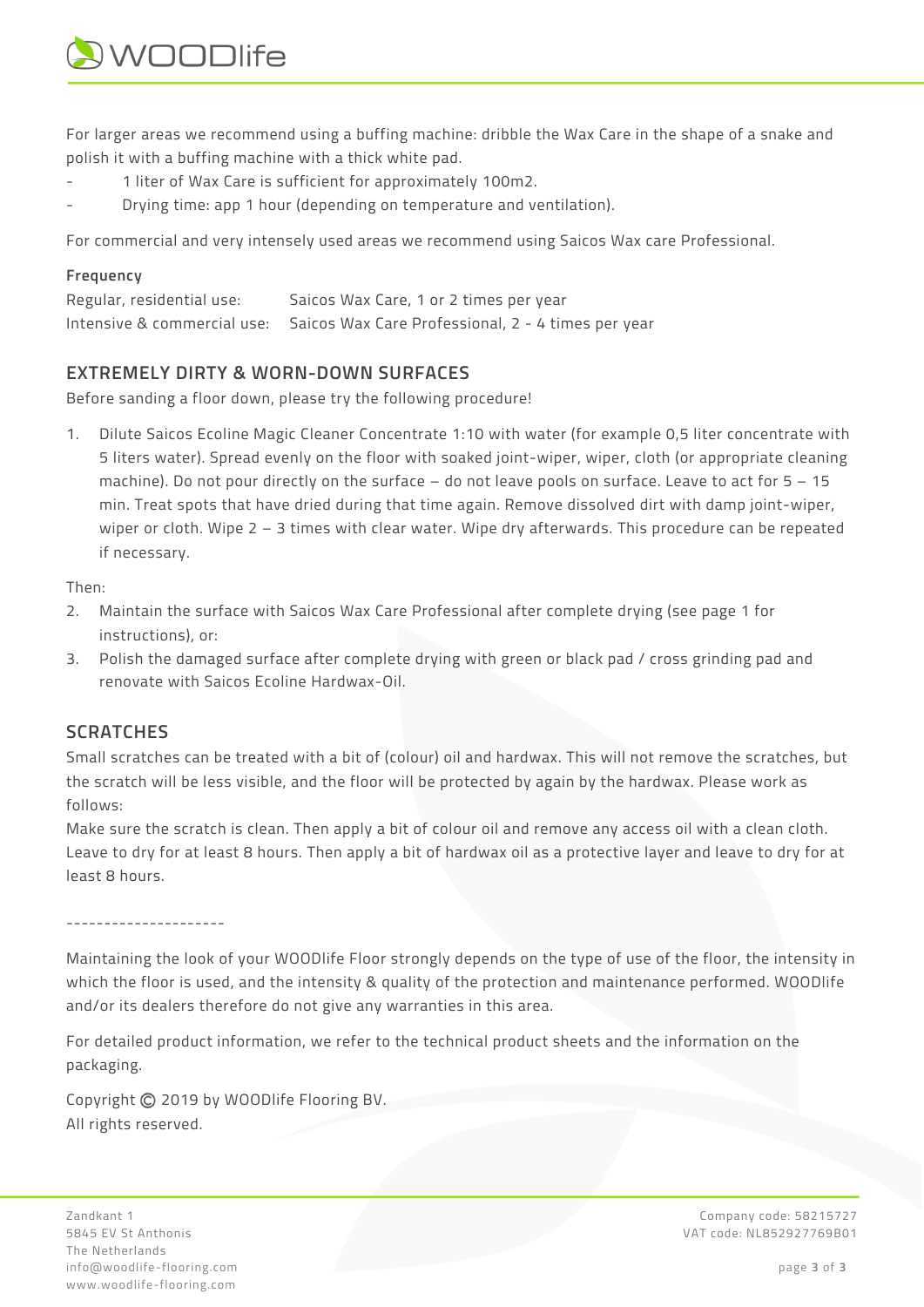For larger areas we recommend using a buffing machine: dribble the Wax Care in the shape of a snake and polish it with a buffing machine with a thick white pad.

- 1 liter of Wax Care is sufficient for approximately 100m2.
- Drying time: app 1 hour (depending on temperature and ventilation).

For commercial and very intensely used areas we recommend using Saicos Wax care Professional.

**Frequency**

| | |
|---|---|
| Regular, residential use: | Saicos Wax Care, 1 or 2 times per year |
| Intensive & commercial use: | Saicos Wax Care Professional, 2 - 4 times per year |

## EXTREMELY DIRTY & WORN-DOWN SURFACES

Before sanding a floor down, please try the following procedure!

1. Dilute Saicos Ecoline Magic Cleaner Concentrate 1:10 with water (for example 0,5 liter concentrate with 5 liters water). Spread evenly on the floor with soaked joint-wiper, wiper, cloth (or appropriate cleaning machine). Do not pour directly on the surface – do not leave pools on surface. Leave to act for 5 – 15 min. Treat spots that have dried during that time again. Remove dissolved dirt with damp joint-wiper, wiper or cloth. Wipe 2 – 3 times with clear water. Wipe dry afterwards. This procedure can be repeated if necessary.

Then:

2. Maintain the surface with Saicos Wax Care Professional after complete drying (see page 1 for instructions), or:
3. Polish the damaged surface after complete drying with green or black pad / cross grinding pad and renovate with Saicos Ecoline Hardwax-Oil.

## SCRATCHES

Small scratches can be treated with a bit of (colour) oil and hardwax. This will not remove the scratches, but the scratch will be less visible, and the floor will be protected by again by the hardwax. Please work as follows:

Make sure the scratch is clean. Then apply a bit of colour oil and remove any access oil with a clean cloth. Leave to dry for at least 8 hours. Then apply a bit of hardwax oil as a protective layer and leave to dry for at least 8 hours.

---------------------

Maintaining the look of your WOODlife Floor strongly depends on the type of use of the floor, the intensity in which the floor is used, and the intensity & quality of the protection and maintenance performed. WOODlife and/or its dealers therefore do not give any warranties in this area.

For detailed product information, we refer to the technical product sheets and the information on the packaging.

Copyright © 2019 by WOODlife Flooring BV.
All rights reserved.